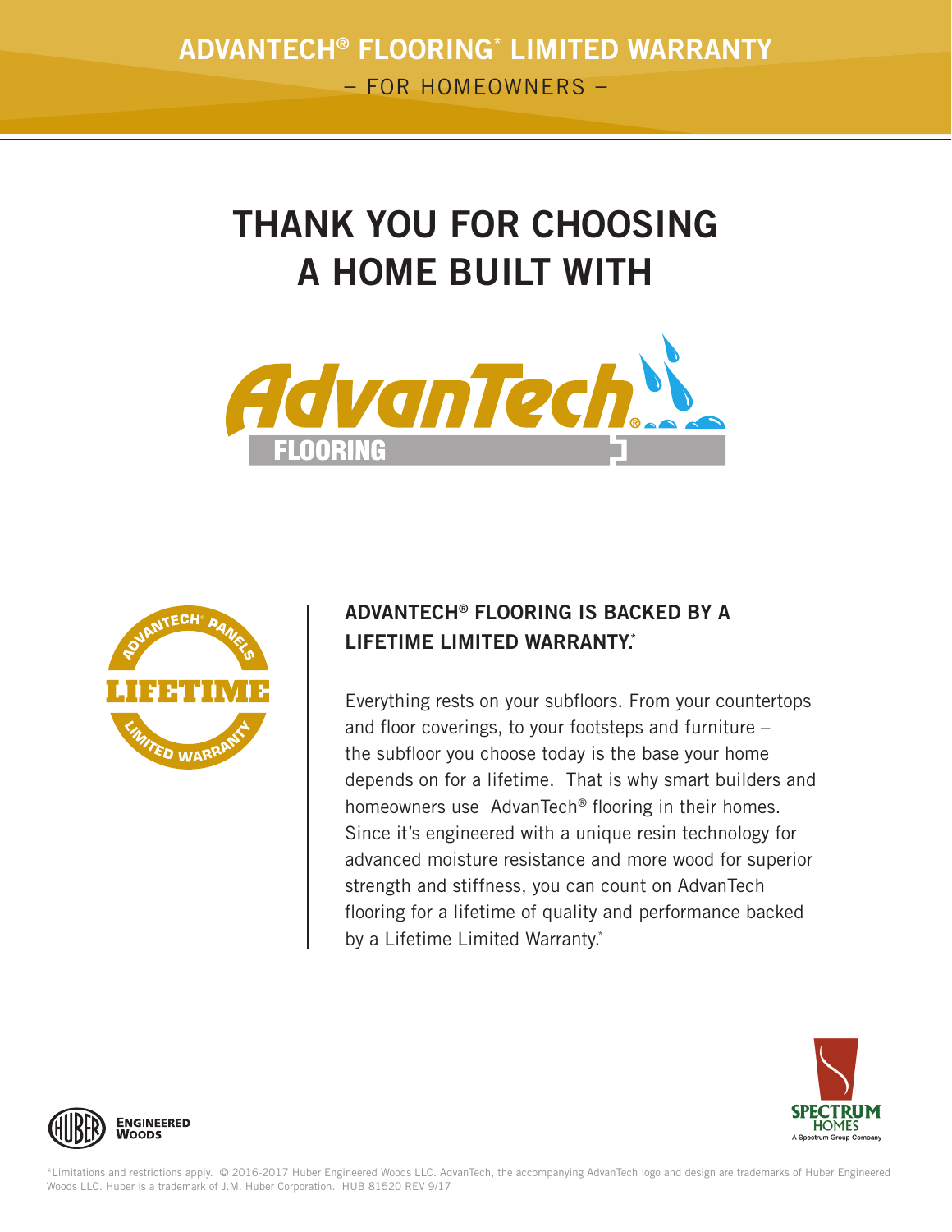# ADVANTECH® FLOORING* LIMITED WARRANTY

– FOR HOMEOWNERS –

## THANK YOU FOR CHOOSING A HOME BUILT WITH

AdvanTech® FLOORING

ADVANTECH® PANELS LIFETIME LIMITED WARRANTY

### ADVANTECH® FLOORING IS BACKED BY A LIFETIME LIMITED WARRANTY.*

Everything rests on your subfloors. From your countertops and floor coverings, to your footsteps and furniture – the subfloor you choose today is the base your home depends on for a lifetime. That is why smart builders and homeowners use AdvanTech® flooring in their homes. Since it's engineered with a unique resin technology for advanced moisture resistance and more wood for superior strength and stiffness, you can count on AdvanTech flooring for a lifetime of quality and performance backed by a Lifetime Limited Warranty.*

HUBER ENGINEERED WOODS

SPECTRUM HOMES
A Spectrum Group Company

*Limitations and restrictions apply. © 2016-2017 Huber Engineered Woods LLC. AdvanTech, the accompanying AdvanTech logo and design are trademarks of Huber Engineered Woods LLC. Huber is a trademark of J.M. Huber Corporation. HUB 81520 REV 9/17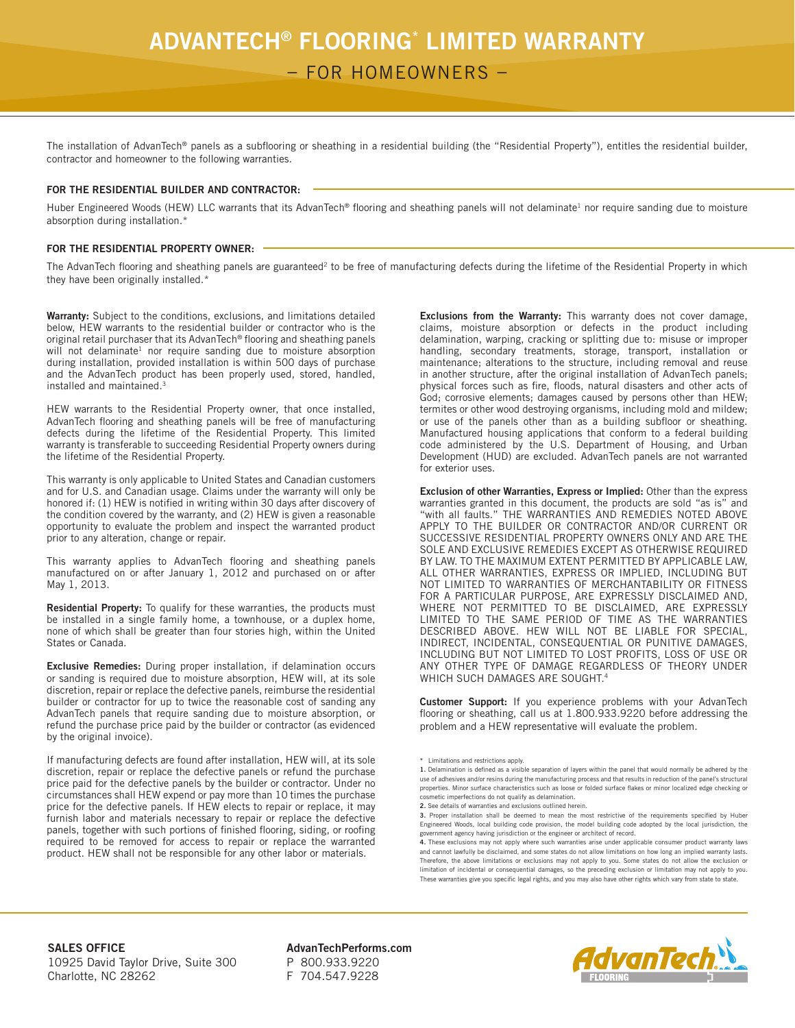# ADVANTECH® FLOORING* LIMITED WARRANTY

## – FOR HOMEOWNERS –

The installation of AdvanTech® panels as a subflooring or sheathing in a residential building (the "Residential Property"), entitles the residential builder, contractor and homeowner to the following warranties.

### FOR THE RESIDENTIAL BUILDER AND CONTRACTOR:

Huber Engineered Woods (HEW) LLC warrants that its AdvanTech® flooring and sheathing panels will not delaminate[1] nor require sanding due to moisture absorption during installation.*

### FOR THE RESIDENTIAL PROPERTY OWNER:

The AdvanTech flooring and sheathing panels are guaranteed[2] to be free of manufacturing defects during the lifetime of the Residential Property in which they have been originally installed.*

**Warranty:** Subject to the conditions, exclusions, and limitations detailed below, HEW warrants to the residential builder or contractor who is the original retail purchaser that its AdvanTech® flooring and sheathing panels will not delaminate[1] nor require sanding due to moisture absorption during installation, provided installation is within 500 days of purchase and the AdvanTech product has been properly used, stored, handled, installed and maintained.[3]

HEW warrants to the Residential Property owner, that once installed, AdvanTech flooring and sheathing panels will be free of manufacturing defects during the lifetime of the Residential Property. This limited warranty is transferable to succeeding Residential Property owners during the lifetime of the Residential Property.

This warranty is only applicable to United States and Canadian customers and for U.S. and Canadian usage. Claims under the warranty will only be honored if: (1) HEW is notified in writing within 30 days after discovery of the condition covered by the warranty, and (2) HEW is given a reasonable opportunity to evaluate the problem and inspect the warranted product prior to any alteration, change or repair.

This warranty applies to AdvanTech flooring and sheathing panels manufactured on or after January 1, 2012 and purchased on or after May 1, 2013.

**Residential Property:** To qualify for these warranties, the products must be installed in a single family home, a townhouse, or a duplex home, none of which shall be greater than four stories high, within the United States or Canada.

**Exclusive Remedies:** During proper installation, if delamination occurs or sanding is required due to moisture absorption, HEW will, at its sole discretion, repair or replace the defective panels, reimburse the residential builder or contractor for up to twice the reasonable cost of sanding any AdvanTech panels that require sanding due to moisture absorption, or refund the purchase price paid by the builder or contractor (as evidenced by the original invoice).

If manufacturing defects are found after installation, HEW will, at its sole discretion, repair or replace the defective panels or refund the purchase price paid for the defective panels by the builder or contractor. Under no circumstances shall HEW expend or pay more than 10 times the purchase price for the defective panels. If HEW elects to repair or replace, it may furnish labor and materials necessary to repair or replace the defective panels, together with such portions of finished flooring, siding, or roofing required to be removed for access to repair or replace the warranted product. HEW shall not be responsible for any other labor or materials.

**Exclusions from the Warranty:** This warranty does not cover damage, claims, moisture absorption or defects in the product including delamination, warping, cracking or splitting due to: misuse or improper handling, secondary treatments, storage, transport, installation or maintenance; alterations to the structure, including removal and reuse in another structure, after the original installation of AdvanTech panels; physical forces such as fire, floods, natural disasters and other acts of God; corrosive elements; damages caused by persons other than HEW; termites or other wood destroying organisms, including mold and mildew; or use of the panels other than as a building subfloor or sheathing. Manufactured housing applications that conform to a federal building code administered by the U.S. Department of Housing, and Urban Development (HUD) are excluded. AdvanTech panels are not warranted for exterior uses.

**Exclusion of other Warranties, Express or Implied:** Other than the express warranties granted in this document, the products are sold "as is" and "with all faults." THE WARRANTIES AND REMEDIES NOTED ABOVE APPLY TO THE BUILDER OR CONTRACTOR AND/OR CURRENT OR SUCCESSIVE RESIDENTIAL PROPERTY OWNERS ONLY AND ARE THE SOLE AND EXCLUSIVE REMEDIES EXCEPT AS OTHERWISE REQUIRED BY LAW. TO THE MAXIMUM EXTENT PERMITTED BY APPLICABLE LAW, ALL OTHER WARRANTIES, EXPRESS OR IMPLIED, INCLUDING BUT NOT LIMITED TO WARRANTIES OF MERCHANTABILITY OR FITNESS FOR A PARTICULAR PURPOSE, ARE EXPRESSLY DISCLAIMED AND, WHERE NOT PERMITTED TO BE DISCLAIMED, ARE EXPRESSLY LIMITED TO THE SAME PERIOD OF TIME AS THE WARRANTIES DESCRIBED ABOVE. HEW WILL NOT BE LIABLE FOR SPECIAL, INDIRECT, INCIDENTAL, CONSEQUENTIAL OR PUNITIVE DAMAGES, INCLUDING BUT NOT LIMITED TO LOST PROFITS, LOSS OF USE OR ANY OTHER TYPE OF DAMAGE REGARDLESS OF THEORY UNDER WHICH SUCH DAMAGES ARE SOUGHT.[4]

**Customer Support:** If you experience problems with your AdvanTech flooring or sheathing, call us at 1.800.933.9220 before addressing the problem and a HEW representative will evaluate the problem.

\* Limitations and restrictions apply.

1. Delamination is defined as a visible separation of layers within the panel that would normally be adhered by the use of adhesives and/or resins during the manufacturing process and that results in reduction of the panel's structural properties. Minor surface characteristics such as loose or folded surface flakes or minor localized edge checking or cosmetic imperfections do not qualify as delamination.
2. See details of warranties and exclusions outlined herein.
3. Proper installation shall be deemed to mean the most restrictive of the requirements specified by Huber Engineered Woods, local building code provision, the model building code adopted by the local jurisdiction, the government agency having jurisdiction or the engineer or architect of record.
4. These exclusions may not apply where such warranties arise under applicable consumer product warranty laws and cannot lawfully be disclaimed, and some states do not allow limitations on how long an implied warranty lasts. Therefore, the above limitations or exclusions may not apply to you. Some states do not allow the exclusion or limitation of incidental or consequential damages, so the preceding exclusion or limitation may not apply to you. These warranties give you specific legal rights, and you may also have other rights which vary from state to state.

**SALES OFFICE**
10925 David Taylor Drive, Suite 300
Charlotte, NC 28262

**AdvanTechPerforms.com**
P 800.933.9220
F 704.547.9228

AdvanTech FLOORING